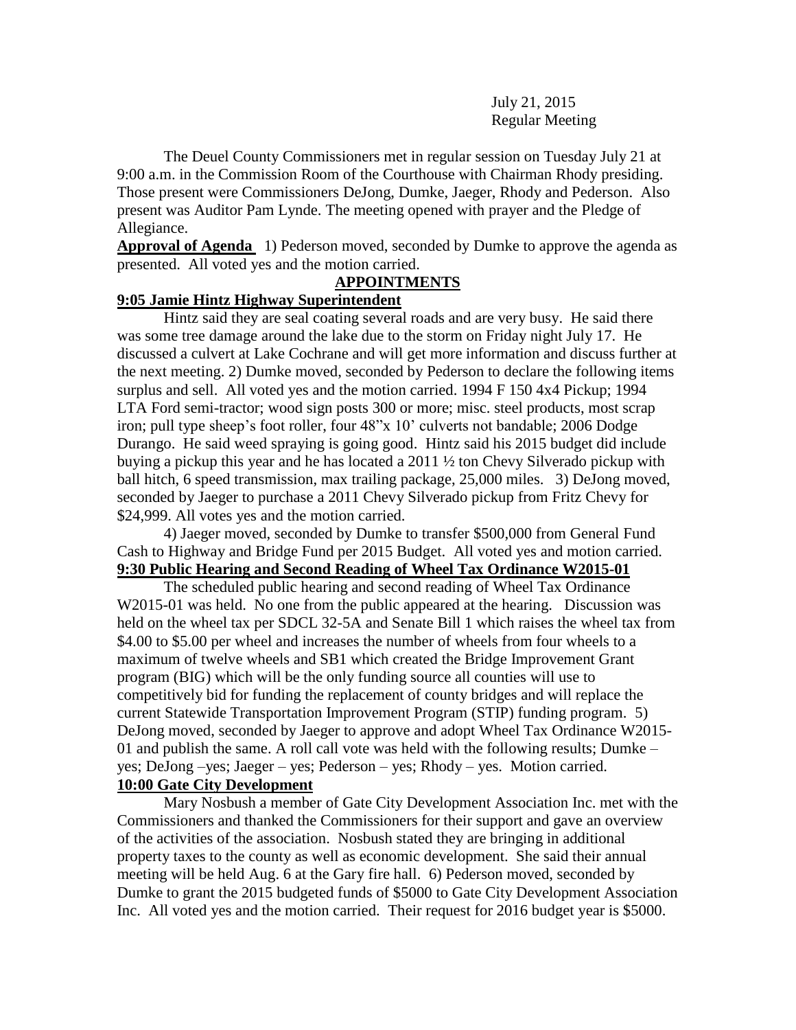July 21, 2015
Regular Meeting

The Deuel County Commissioners met in regular session on Tuesday July 21 at 9:00 a.m. in the Commission Room of the Courthouse with Chairman Rhody presiding. Those present were Commissioners DeJong, Dumke, Jaeger, Rhody and Pederson. Also present was Auditor Pam Lynde. The meeting opened with prayer and the Pledge of Allegiance.

**Approval of Agenda** 1) Pederson moved, seconded by Dumke to approve the agenda as presented. All voted yes and the motion carried.

## APPOINTMENTS

### 9:05 Jamie Hintz Highway Superintendent

Hintz said they are seal coating several roads and are very busy. He said there was some tree damage around the lake due to the storm on Friday night July 17. He discussed a culvert at Lake Cochrane and will get more information and discuss further at the next meeting. 2) Dumke moved, seconded by Pederson to declare the following items surplus and sell. All voted yes and the motion carried. 1994 F 150 4x4 Pickup; 1994 LTA Ford semi-tractor; wood sign posts 300 or more; misc. steel products, most scrap iron; pull type sheep's foot roller, four 48"x 10' culverts not bandable; 2006 Dodge Durango. He said weed spraying is going good. Hintz said his 2015 budget did include buying a pickup this year and he has located a 2011 ½ ton Chevy Silverado pickup with ball hitch, 6 speed transmission, max trailing package, 25,000 miles. 3) DeJong moved, seconded by Jaeger to purchase a 2011 Chevy Silverado pickup from Fritz Chevy for $24,999. All votes yes and the motion carried.

4) Jaeger moved, seconded by Dumke to transfer $500,000 from General Fund Cash to Highway and Bridge Fund per 2015 Budget. All voted yes and motion carried.

### 9:30 Public Hearing and Second Reading of Wheel Tax Ordinance W2015-01

The scheduled public hearing and second reading of Wheel Tax Ordinance W2015-01 was held. No one from the public appeared at the hearing. Discussion was held on the wheel tax per SDCL 32-5A and Senate Bill 1 which raises the wheel tax from $4.00 to $5.00 per wheel and increases the number of wheels from four wheels to a maximum of twelve wheels and SB1 which created the Bridge Improvement Grant program (BIG) which will be the only funding source all counties will use to competitively bid for funding the replacement of county bridges and will replace the current Statewide Transportation Improvement Program (STIP) funding program. 5) DeJong moved, seconded by Jaeger to approve and adopt Wheel Tax Ordinance W2015-01 and publish the same. A roll call vote was held with the following results; Dumke – yes; DeJong –yes; Jaeger – yes; Pederson – yes; Rhody – yes. Motion carried.

### 10:00 Gate City Development

Mary Nosbush a member of Gate City Development Association Inc. met with the Commissioners and thanked the Commissioners for their support and gave an overview of the activities of the association. Nosbush stated they are bringing in additional property taxes to the county as well as economic development. She said their annual meeting will be held Aug. 6 at the Gary fire hall. 6) Pederson moved, seconded by Dumke to grant the 2015 budgeted funds of $5000 to Gate City Development Association Inc. All voted yes and the motion carried. Their request for 2016 budget year is $5000.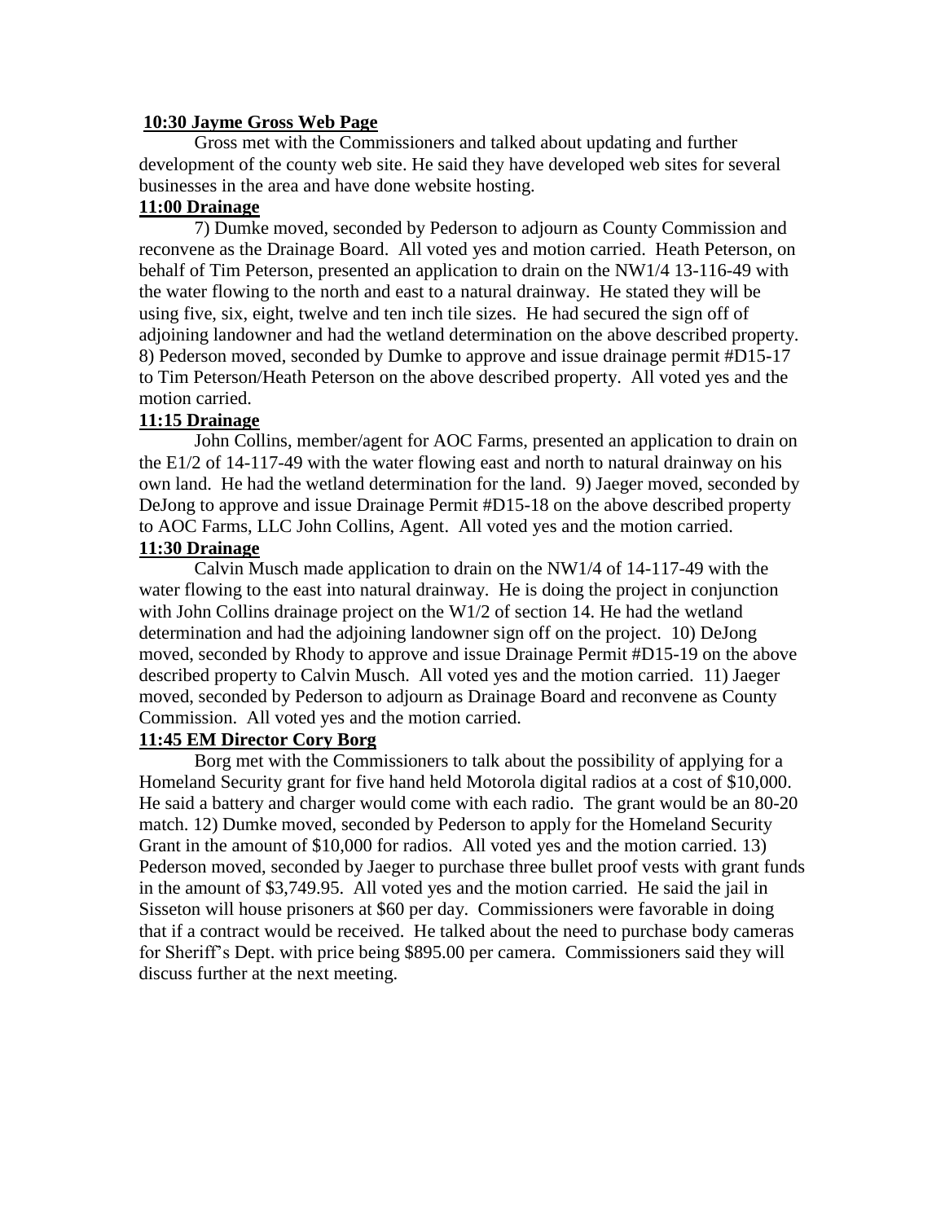**10:30 Jayme Gross Web Page**

Gross met with the Commissioners and talked about updating and further development of the county web site. He said they have developed web sites for several businesses in the area and have done website hosting.

**11:00 Drainage**

7) Dumke moved, seconded by Pederson to adjourn as County Commission and reconvene as the Drainage Board. All voted yes and motion carried. Heath Peterson, on behalf of Tim Peterson, presented an application to drain on the NW1/4 13-116-49 with the water flowing to the north and east to a natural drainway. He stated they will be using five, six, eight, twelve and ten inch tile sizes. He had secured the sign off of adjoining landowner and had the wetland determination on the above described property. 8) Pederson moved, seconded by Dumke to approve and issue drainage permit #D15-17 to Tim Peterson/Heath Peterson on the above described property. All voted yes and the motion carried.

**11:15 Drainage**

John Collins, member/agent for AOC Farms, presented an application to drain on the E1/2 of 14-117-49 with the water flowing east and north to natural drainway on his own land. He had the wetland determination for the land. 9) Jaeger moved, seconded by DeJong to approve and issue Drainage Permit #D15-18 on the above described property to AOC Farms, LLC John Collins, Agent. All voted yes and the motion carried.

**11:30 Drainage**

Calvin Musch made application to drain on the NW1/4 of 14-117-49 with the water flowing to the east into natural drainway. He is doing the project in conjunction with John Collins drainage project on the W1/2 of section 14. He had the wetland determination and had the adjoining landowner sign off on the project. 10) DeJong moved, seconded by Rhody to approve and issue Drainage Permit #D15-19 on the above described property to Calvin Musch. All voted yes and the motion carried. 11) Jaeger moved, seconded by Pederson to adjourn as Drainage Board and reconvene as County Commission. All voted yes and the motion carried.

**11:45 EM Director Cory Borg**

Borg met with the Commissioners to talk about the possibility of applying for a Homeland Security grant for five hand held Motorola digital radios at a cost of $10,000. He said a battery and charger would come with each radio. The grant would be an 80-20 match. 12) Dumke moved, seconded by Pederson to apply for the Homeland Security Grant in the amount of $10,000 for radios. All voted yes and the motion carried. 13) Pederson moved, seconded by Jaeger to purchase three bullet proof vests with grant funds in the amount of $3,749.95. All voted yes and the motion carried. He said the jail in Sisseton will house prisoners at $60 per day. Commissioners were favorable in doing that if a contract would be received. He talked about the need to purchase body cameras for Sheriff's Dept. with price being $895.00 per camera. Commissioners said they will discuss further at the next meeting.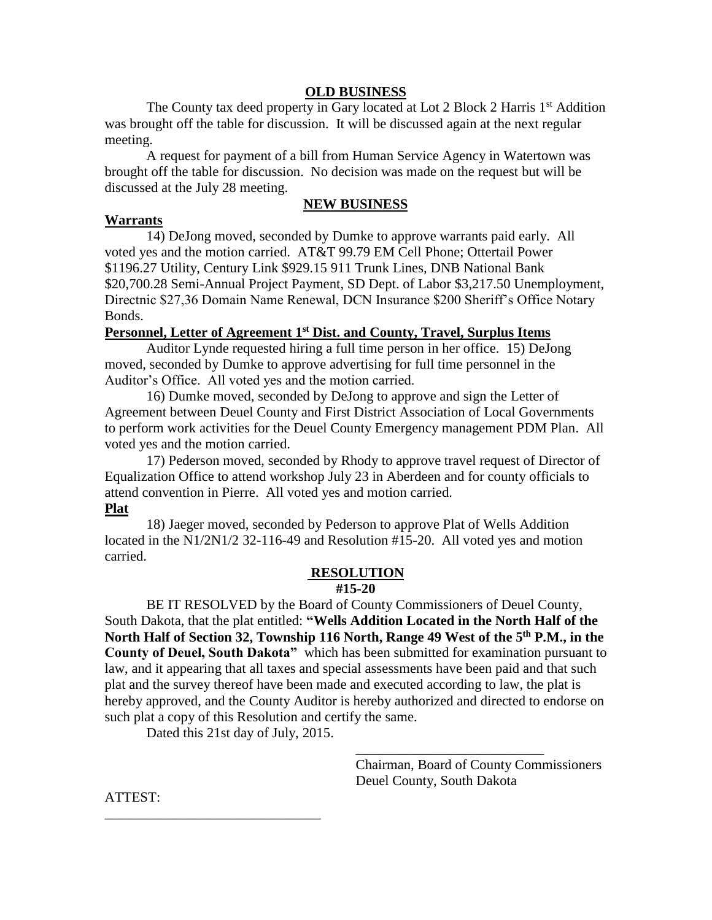## OLD BUSINESS

The County tax deed property in Gary located at Lot 2 Block 2 Harris 1st Addition was brought off the table for discussion. It will be discussed again at the next regular meeting.

A request for payment of a bill from Human Service Agency in Watertown was brought off the table for discussion. No decision was made on the request but will be discussed at the July 28 meeting.

## NEW BUSINESS

**Warrants**

14) DeJong moved, seconded by Dumke to approve warrants paid early. All voted yes and the motion carried. AT&T 99.79 EM Cell Phone; Ottertail Power $1196.27 Utility, Century Link $929.15 911 Trunk Lines, DNB National Bank $20,700.28 Semi-Annual Project Payment, SD Dept. of Labor $3,217.50 Unemployment, Directnic $27,36 Domain Name Renewal, DCN Insurance $200 Sheriff's Office Notary Bonds.

**Personnel, Letter of Agreement 1st Dist. and County, Travel, Surplus Items**

Auditor Lynde requested hiring a full time person in her office. 15) DeJong moved, seconded by Dumke to approve advertising for full time personnel in the Auditor's Office. All voted yes and the motion carried.

16) Dumke moved, seconded by DeJong to approve and sign the Letter of Agreement between Deuel County and First District Association of Local Governments to perform work activities for the Deuel County Emergency management PDM Plan. All voted yes and the motion carried.

17) Pederson moved, seconded by Rhody to approve travel request of Director of Equalization Office to attend workshop July 23 in Aberdeen and for county officials to attend convention in Pierre. All voted yes and motion carried.

**Plat**

18) Jaeger moved, seconded by Pederson to approve Plat of Wells Addition located in the N1/2N1/2 32-116-49 and Resolution #15-20. All voted yes and motion carried.

## RESOLUTION
### #15-20

BE IT RESOLVED by the Board of County Commissioners of Deuel County, South Dakota, that the plat entitled: **"Wells Addition Located in the North Half of the North Half of Section 32, Township 116 North, Range 49 West of the 5th P.M., in the County of Deuel, South Dakota"** which has been submitted for examination pursuant to law, and it appearing that all taxes and special assessments have been paid and that such plat and the survey thereof have been made and executed according to law, the plat is hereby approved, and the County Auditor is hereby authorized and directed to endorse on such plat a copy of this Resolution and certify the same.

Dated this 21st day of July, 2015.

\_\_\_\_\_\_\_\_\_\_\_\_\_\_\_\_\_\_\_\_\_\_\_\_\_\_\_

Chairman, Board of County Commissioners
Deuel County, South Dakota

ATTEST:

\_\_\_\_\_\_\_\_\_\_\_\_\_\_\_\_\_\_\_\_\_\_\_\_\_\_\_\_\_\_\_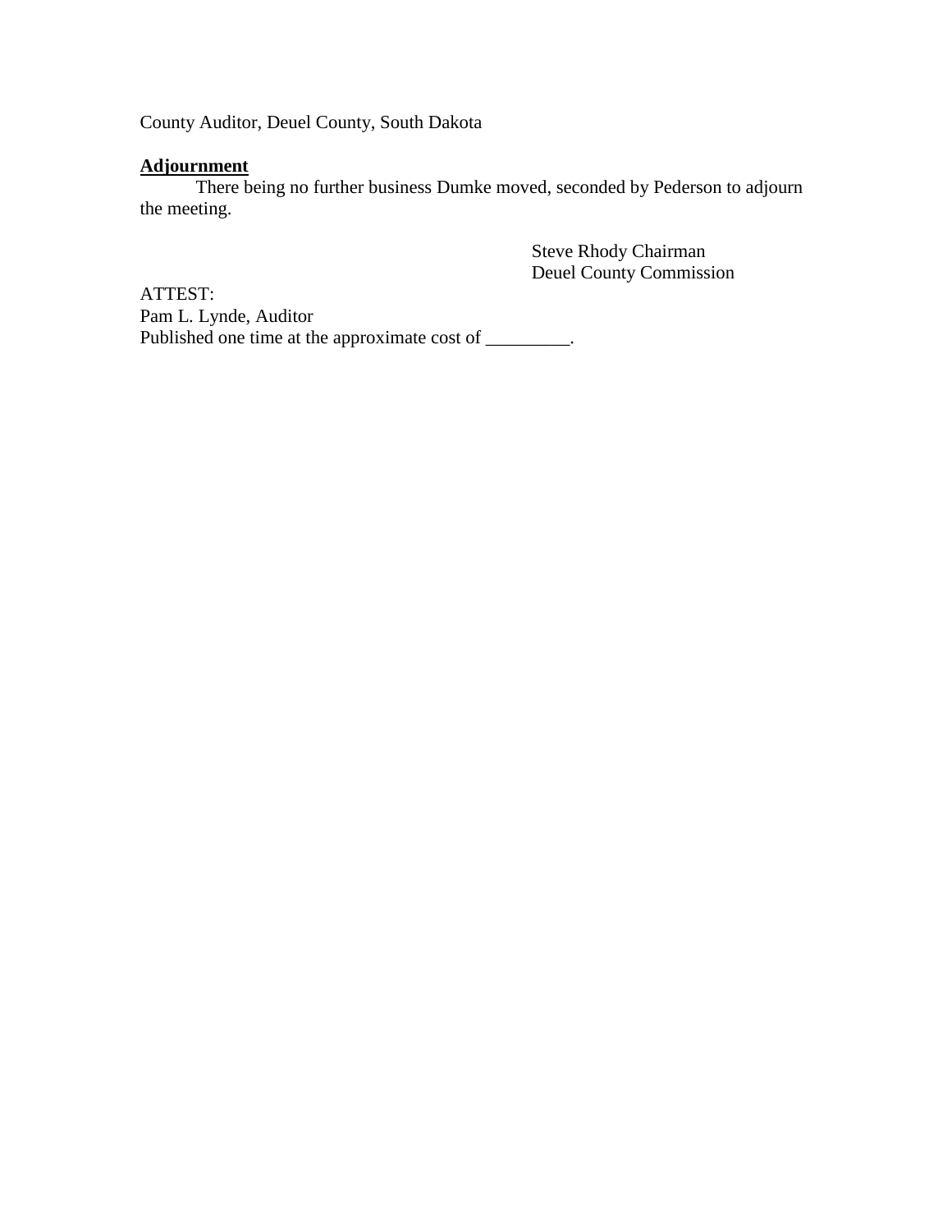County Auditor, Deuel County, South Dakota

**Adjournment**

There being no further business Dumke moved, seconded by Pederson to adjourn the meeting.

Steve Rhody Chairman
Deuel County Commission

ATTEST:
Pam L. Lynde, Auditor
Published one time at the approximate cost of _________.